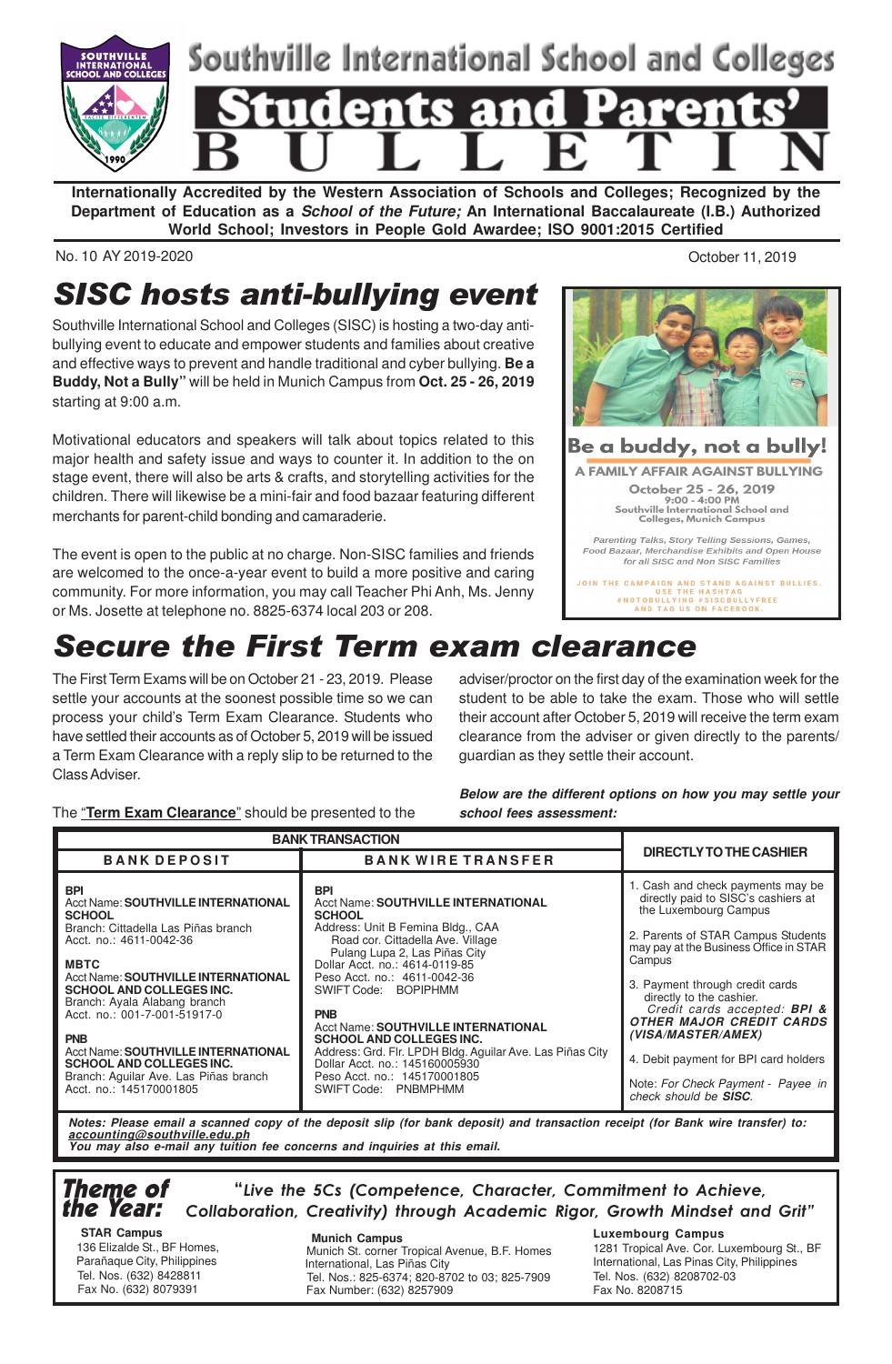# Southville International School and Colleges

# Students and Parents' BULLETIN

**Internationally Accredited by the Western Association of Schools and Colleges; Recognized by the Department of Education as a *School of the Future;* An International Baccalaureate (I.B.) Authorized World School; Investors in People Gold Awardee; ISO 9001:2015 Certified**

No. 10 AY 2019-2020

October 11, 2019

## *SISC hosts anti-bullying event*

Southville International School and Colleges (SISC) is hosting a two-day anti-bullying event to educate and empower students and families about creative and effective ways to prevent and handle traditional and cyber bullying. **Be a Buddy, Not a Bully"** will be held in Munich Campus from **Oct. 25 - 26, 2019** starting at 9:00 a.m.

Motivational educators and speakers will talk about topics related to this major health and safety issue and ways to counter it. In addition to the on stage event, there will also be arts & crafts, and storytelling activities for the children. There will likewise be a mini-fair and food bazaar featuring different merchants for parent-child bonding and camaraderie.

The event is open to the public at no charge. Non-SISC families and friends are welcomed to the once-a-year event to build a more positive and caring community. For more information, you may call Teacher Phi Anh, Ms. Jenny or Ms. Josette at telephone no. 8825-6374 local 203 or 208.

**Be a buddy, not a bully!**

A FAMILY AFFAIR AGAINST BULLYING

October 25 - 26, 2019
9:00 - 4:00 PM
Southville International School and Colleges, Munich Campus

*Parenting Talks, Story Telling Sessions, Games, Food Bazaar, Merchandise Exhibits and Open House for all SISC and Non SISC Families*

JOIN THE CAMPAIGN AND STAND AGAINST BULLIES. USE THE HASHTAG #NOTOBULLYING #SISCBULLYFREE AND TAG US ON FACEBOOK.

## *Secure the First Term exam clearance*

The First Term Exams will be on October 21 - 23, 2019. Please settle your accounts at the soonest possible time so we can process your child's Term Exam Clearance. Students who have settled their accounts as of October 5, 2019 will be issued a Term Exam Clearance with a reply slip to be returned to the Class Adviser.

The "**Term Exam Clearance**" should be presented to the adviser/proctor on the first day of the examination week for the student to be able to take the exam. Those who will settle their account after October 5, 2019 will receive the term exam clearance from the adviser or given directly to the parents/guardian as they settle their account.

***Below are the different options on how you may settle your school fees assessment:***

| BANK TRANSACTION | | DIRECTLY TO THE CASHIER |
|---|---|---|
| **BANK DEPOSIT** | **BANK WIRE TRANSFER** | |
| **BPI**<br>Acct Name: **SOUTHVILLE INTERNATIONAL SCHOOL**<br>Branch: Cittadella Las Piñas branch<br>Acct. no.: 4611-0042-36<br><br>**MBTC**<br>Acct Name: **SOUTHVILLE INTERNATIONAL SCHOOL AND COLLEGES INC.**<br>Branch: Ayala Alabang branch<br>Acct. no.: 001-7-001-51917-0<br><br>**PNB**<br>Acct Name: **SOUTHVILLE INTERNATIONAL SCHOOL AND COLLEGES INC.**<br>Branch: Aguilar Ave. Las Piñas branch<br>Acct. no.: 145170001805 | **BPI**<br>Acct Name: **SOUTHVILLE INTERNATIONAL SCHOOL**<br>Address: Unit B Femina Bldg., CAA Road cor. Cittadella Ave. Village Pulang Lupa 2, Las Piñas City<br>Dollar Acct. no.: 4614-0119-85<br>Peso Acct. no.: 4611-0042-36<br>SWIFT Code: BOPIPHMM<br><br>**PNB**<br>Acct Name: **SOUTHVILLE INTERNATIONAL SCHOOL AND COLLEGES INC.**<br>Address: Grd. Flr. LPDH Bldg. Aguilar Ave. Las Piñas City<br>Dollar Acct. no.: 145160005930<br>Peso Acct. no.: 145170001805<br>SWIFT Code: PNBMPHMM | 1. Cash and check payments may be directly paid to SISC's cashiers at the Luxembourg Campus<br><br>2. Parents of STAR Campus Students may pay at the Business Office in STAR Campus<br><br>3. Payment through credit cards directly to the cashier. *Credit cards accepted:* ***BPI & OTHER MAJOR CREDIT CARDS (VISA/MASTER/AMEX)***<br><br>4. Debit payment for BPI card holders<br><br>Note: *For Check Payment - Payee in check should be* ***SISC***. |

***Notes: Please email a scanned copy of the deposit slip (for bank deposit) and transaction receipt (for Bank wire transfer) to: accounting@southville.edu.ph***
***You may also e-mail any tuition fee concerns and inquiries at this email.***

***Theme of the Year:*** *"Live the 5Cs (Competence, Character, Commitment to Achieve, Collaboration, Creativity) through Academic Rigor, Growth Mindset and Grit"*

**STAR Campus**
136 Elizalde St., BF Homes, Parañaque City, Philippines
Tel. Nos. (632) 8428811
Fax No. (632) 8079391

**Munich Campus**
Munich St. corner Tropical Avenue, B.F. Homes International, Las Piñas City
Tel. Nos.: 825-6374; 820-8702 to 03; 825-7909
Fax Number: (632) 8257909

**Luxembourg Campus**
1281 Tropical Ave. Cor. Luxembourg St., BF International, Las Pinas City, Philippines
Tel. Nos. (632) 8208702-03
Fax No. 8208715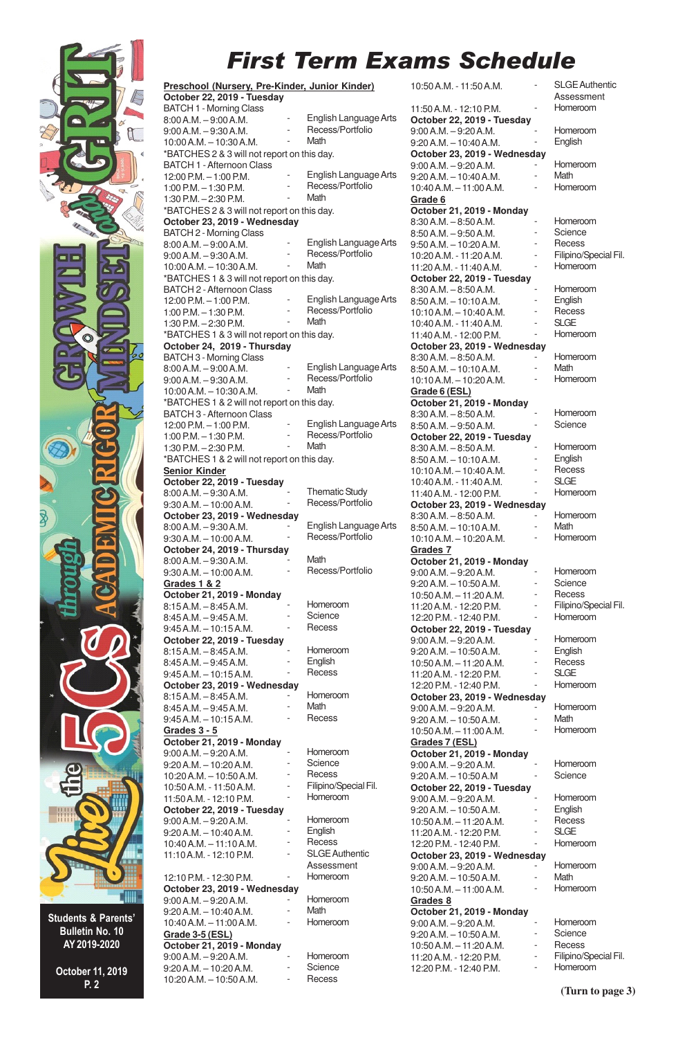# First Term Exams Schedule

**Preschool (Nursery, Pre-Kinder, Junior Kinder)**

**October 22, 2019 - Tuesday**

BATCH 1 - Morning Class

| Time | | Subject |
|---|---|---|
| 8:00 A.M. – 9:00 A.M. | - | English Language Arts |
| 9:00 A.M. – 9:30 A.M. | - | Recess/Portfolio |
| 10:00 A.M. – 10:30 A.M. | - | Math |

*BATCHES 2 & 3 will not report on this day.

BATCH 1 - Afternoon Class

| Time | | Subject |
|---|---|---|
| 12:00 P.M. – 1:00 P.M. | - | English Language Arts |
| 1:00 P.M. – 1:30 P.M. | - | Recess/Portfolio |
| 1:30 P.M. – 2:30 P.M. | - | Math |

*BATCHES 2 & 3 will not report on this day.

**October 23, 2019 - Wednesday**

BATCH 2 - Morning Class

| Time | | Subject |
|---|---|---|
| 8:00 A.M. – 9:00 A.M. | - | English Language Arts |
| 9:00 A.M. – 9:30 A.M. | - | Recess/Portfolio |
| 10:00 A.M. – 10:30 A.M. | - | Math |

*BATCHES 1 & 3 will not report on this day.

BATCH 2 - Afternoon Class

| Time | | Subject |
|---|---|---|
| 12:00 P.M. – 1:00 P.M. | - | English Language Arts |
| 1:00 P.M. – 1:30 P.M. | - | Recess/Portfolio |
| 1:30 P.M. – 2:30 P.M. | - | Math |

*BATCHES 1 & 3 will not report on this day.

**October 24, 2019 - Thursday**

BATCH 3 - Morning Class

| Time | | Subject |
|---|---|---|
| 8:00 A.M. – 9:00 A.M. | - | English Language Arts |
| 9:00 A.M. – 9:30 A.M. | - | Recess/Portfolio |
| 10:00 A.M. – 10:30 A.M. | - | Math |

*BATCHES 1 & 2 will not report on this day.

BATCH 3 - Afternoon Class

| Time | | Subject |
|---|---|---|
| 12:00 P.M. – 1:00 P.M. | - | English Language Arts |
| 1:00 P.M. – 1:30 P.M. | - | Recess/Portfolio |
| 1:30 P.M. – 2:30 P.M. | - | Math |

*BATCHES 1 & 2 will not report on this day.

**Senior Kinder**

**October 22, 2019 - Tuesday**

| Time | | Subject |
|---|---|---|
| 8:00 A.M. – 9:30 A.M. | - | Thematic Study |
| 9:30 A.M. – 10:00 A.M. | - | Recess/Portfolio |

**October 23, 2019 - Wednesday**

| Time | | Subject |
|---|---|---|
| 8:00 A.M. – 9:30 A.M. | - | English Language Arts |
| 9:30 A.M. – 10:00 A.M. | - | Recess/Portfolio |

**October 24, 2019 - Thursday**

| Time | | Subject |
|---|---|---|
| 8:00 A.M. – 9:30 A.M. | - | Math |
| 9:30 A.M. – 10:00 A.M. | - | Recess/Portfolio |

**Grades 1 & 2**

**October 21, 2019 - Monday**

| Time | | Subject |
|---|---|---|
| 8:15 A.M. – 8:45 A.M. | - | Homeroom |
| 8:45 A.M. – 9:45 A.M. | - | Science |
| 9:45 A.M. – 10:15 A.M. | - | Recess |

**October 22, 2019 - Tuesday**

| Time | | Subject |
|---|---|---|
| 8:15 A.M. – 8:45 A.M. | - | Homeroom |
| 8:45 A.M. – 9:45 A.M. | - | English |
| 9:45 A.M. – 10:15 A.M. | - | Recess |

**October 23, 2019 - Wednesday**

| Time | | Subject |
|---|---|---|
| 8:15 A.M. – 8:45 A.M. | - | Homeroom |
| 8:45 A.M. – 9:45 A.M. | - | Math |
| 9:45 A.M. – 10:15 A.M. | - | Recess |

**Grades 3 - 5**

**October 21, 2019 - Monday**

| Time | | Subject |
|---|---|---|
| 9:00 A.M. – 9:20 A.M. | - | Homeroom |
| 9:20 A.M. – 10:20 A.M. | - | Science |
| 10:20 A.M. – 10:50 A.M. | - | Recess |
| 10:50 A.M. - 11:50 A.M. | - | Filipino/Special Fil. |
| 11:50 A.M. - 12:10 P.M. | - | Homeroom |

**October 22, 2019 - Tuesday**

| Time | | Subject |
|---|---|---|
| 9:00 A.M. – 9:20 A.M. | - | Homeroom |
| 9:20 A.M. – 10:40 A.M. | - | English |
| 10:40 A.M. – 11:10 A.M. | - | Recess |
| 11:10 A.M. – 12:10 P.M. | - | SLGE Authentic Assessment |
| 12:10 P.M. - 12:30 P.M. | - | Homeroom |

**October 23, 2019 - Wednesday**

| Time | | Subject |
|---|---|---|
| 9:00 A.M. – 9:20 A.M. | - | Homeroom |
| 9:20 A.M. – 10:40 A.M. | - | Math |
| 10:40 A.M. – 11:00 A.M. | - | Homeroom |

**Grade 3-5 (ESL)**

**October 21, 2019 - Monday**

| Time | | Subject |
|---|---|---|
| 9:00 A.M. – 9:20 A.M. | - | Homeroom |
| 9:20 A.M. – 10:20 A.M. | - | Science |
| 10:20 A.M. – 10:50 A.M. | - | Recess |
| 10:50 A.M. - 11:50 A.M. | - | SLGE Authentic Assessment |
| 11:50 A.M. - 12:10 P.M. | - | Homeroom |

**October 22, 2019 - Tuesday**

| Time | | Subject |
|---|---|---|
| 9:00 A.M. – 9:20 A.M. | - | Homeroom |
| 9:20 A.M. – 10:40 A.M. | - | English |

**October 23, 2019 - Wednesday**

| Time | | Subject |
|---|---|---|
| 9:00 A.M. – 9:20 A.M. | - | Homeroom |
| 9:20 A.M. – 10:40 A.M. | - | Math |
| 10:40 A.M. – 11:00 A.M. | - | Homeroom |

**Grade 6**

**October 21, 2019 - Monday**

| Time | | Subject |
|---|---|---|
| 8:30 A.M. – 8:50 A.M. | - | Homeroom |
| 8:50 A.M. – 9:50 A.M. | - | Science |
| 9:50 A.M. – 10:20 A.M. | - | Recess |
| 10:20 A.M. - 11:20 A.M. | - | Filipino/Special Fil. |
| 11:20 A.M. - 11:40 A.M. | - | Homeroom |

**October 22, 2019 - Tuesday**

| Time | | Subject |
|---|---|---|
| 8:30 A.M. – 8:50 A.M. | - | Homeroom |
| 8:50 A.M. – 10:10 A.M. | - | English |
| 10:10 A.M. – 10:40 A.M. | - | Recess |
| 10:40 A.M. - 11:40 A.M. | - | SLGE |
| 11:40 A.M. - 12:00 P.M. | - | Homeroom |

**October 23, 2019 - Wednesday**

| Time | | Subject |
|---|---|---|
| 8:30 A.M. – 8:50 A.M. | - | Homeroom |
| 8:50 A.M. – 10:10 A.M. | - | Math |
| 10:10 A.M. – 10:20 A.M. | - | Homeroom |

**Grade 6 (ESL)**

**October 21, 2019 - Monday**

| Time | | Subject |
|---|---|---|
| 8:30 A.M. – 8:50 A.M. | - | Homeroom |
| 8:50 A.M. – 9:50 A.M. | - | Science |

**October 22, 2019 - Tuesday**

| Time | | Subject |
|---|---|---|
| 8:30 A.M. – 8:50 A.M. | - | Homeroom |
| 8:50 A.M. – 10:10 A.M. | - | English |
| 10:10 A.M. – 10:40 A.M. | - | Recess |
| 10:40 A.M. - 11:40 A.M. | - | SLGE |
| 11:40 A.M. - 12:00 P.M. | - | Homeroom |

**October 23, 2019 - Wednesday**

| Time | | Subject |
|---|---|---|
| 8:30 A.M. – 8:50 A.M. | - | Homeroom |
| 8:50 A.M. – 10:10 A.M. | - | Math |
| 10:10 A.M. – 10:20 A.M. | - | Homeroom |

**Grades 7**

**October 21, 2019 - Monday**

| Time | | Subject |
|---|---|---|
| 9:00 A.M. – 9:20 A.M. | - | Homeroom |
| 9:20 A.M. – 10:50 A.M. | - | Science |
| 10:50 A.M. – 11:20 A.M. | - | Recess |
| 11:20 A.M. - 12:20 P.M. | - | Filipino/Special Fil. |
| 12:20 P.M. - 12:40 P.M. | - | Homeroom |

**October 22, 2019 - Tuesday**

| Time | | Subject |
|---|---|---|
| 9:00 A.M. – 9:20 A.M. | - | Homeroom |
| 9:20 A.M. – 10:50 A.M. | - | English |
| 10:50 A.M. – 11:20 A.M. | - | Recess |
| 11:20 A.M. - 12:20 P.M. | - | SLGE |
| 12:20 P.M. - 12:40 P.M. | - | Homeroom |

**October 23, 2019 - Wednesday**

| Time | | Subject |
|---|---|---|
| 9:00 A.M. – 9:20 A.M. | - | Homeroom |
| 9:20 A.M. – 10:50 A.M. | - | Math |
| 10:50 A.M. – 11:00 A.M. | - | Homeroom |

**Grades 7 (ESL)**

**October 21, 2019 - Monday**

| Time | | Subject |
|---|---|---|
| 9:00 A.M. – 9:20 A.M. | - | Homeroom |
| 9:20 A.M. – 10:50 A.M | - | Science |

**October 22, 2019 - Tuesday**

| Time | | Subject |
|---|---|---|
| 9:00 A.M. – 9:20 A.M. | - | Homeroom |
| 9:20 A.M. – 10:50 A.M. | - | English |
| 10:50 A.M. – 11:20 A.M. | - | Recess |
| 11:20 A.M. - 12:20 P.M. | - | SLGE |
| 12:20 P.M. - 12:40 P.M. | - | Homeroom |

**October 23, 2019 - Wednesday**

| Time | | Subject |
|---|---|---|
| 9:00 A.M. – 9:20 A.M. | - | Homeroom |
| 9:20 A.M. – 10:50 A.M. | - | Math |
| 10:50 A.M. – 11:00 A.M. | - | Homeroom |

**Grades 8**

**October 21, 2019 - Monday**

| Time | | Subject |
|---|---|---|
| 9:00 A.M. – 9:20 A.M. | - | Homeroom |
| 9:20 A.M. – 10:50 A.M. | - | Science |
| 10:50 A.M. – 11:20 A.M. | - | Recess |
| 11:20 A.M. - 12:20 P.M. | - | Filipino/Special Fil. |
| 12:20 P.M. - 12:40 P.M. | - | Homeroom |

**(Turn to page 3)**

Students & Parents' Bulletin No. 10
AY 2019-2020

October 11, 2019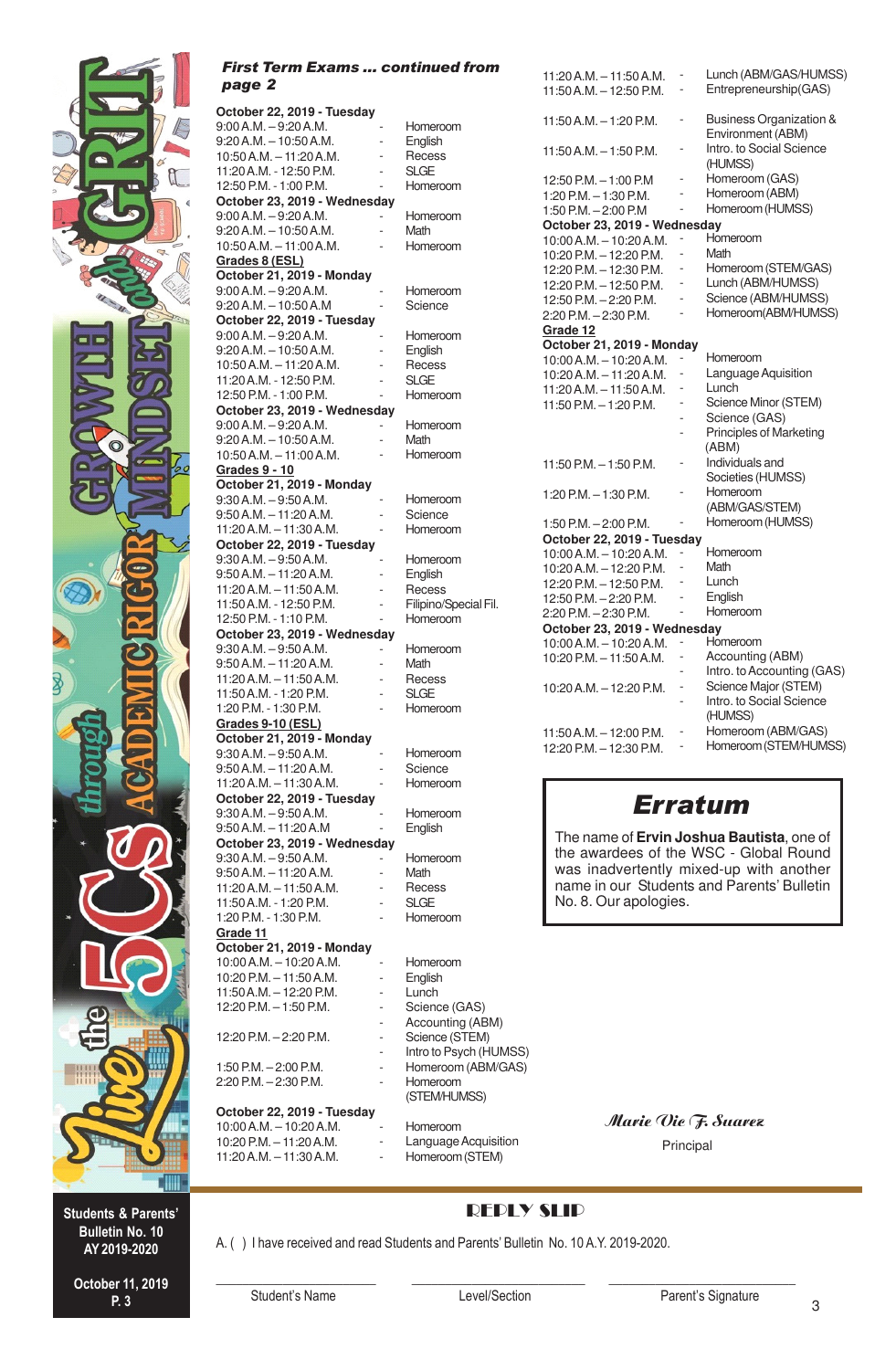***First Term Exams ... continued from page 2***

**October 22, 2019 - Tuesday**
9:00 A.M. – 9:20 A.M. - Homeroom
9:20 A.M. – 10:50 A.M. - English
10:50 A.M. – 11:20 A.M. - Recess
11:20 A.M. - 12:50 P.M. - SLGE
12:50 P.M. - 1:00 P.M. - Homeroom

**October 23, 2019 - Wednesday**
9:00 A.M. – 9:20 A.M. - Homeroom
9:20 A.M. – 10:50 A.M. - Math
10:50 A.M. – 11:00 A.M. - Homeroom

**Grades 8 (ESL)**

**October 21, 2019 - Monday**
9:00 A.M. – 9:20 A.M. - Homeroom
9:20 A.M. – 10:50 A.M - Science

**October 22, 2019 - Tuesday**
9:00 A.M. – 9:20 A.M. - Homeroom
9:20 A.M. – 10:50 A.M. - English
10:50 A.M. – 11:20 A.M. - Recess
11:20 A.M. - 12:50 P.M. - SLGE
12:50 P.M. - 1:00 P.M. - Homeroom

**October 23, 2019 - Wednesday**
9:00 A.M. – 9:20 A.M. - Homeroom
9:20 A.M. – 10:50 A.M. - Math
10:50 A.M. – 11:00 A.M. - Homeroom

**Grades 9 - 10**

**October 21, 2019 - Monday**
9:30 A.M. – 9:50 A.M. - Homeroom
9:50 A.M. – 11:20 A.M. - Science
11:20 A.M. – 11:30 A.M. - Homeroom

**October 22, 2019 - Tuesday**
9:30 A.M. – 9:50 A.M. - Homeroom
9:50 A.M. – 11:20 A.M. - English
11:20 A.M. – 11:50 A.M. - Recess
11:50 A.M. - 12:50 P.M. - Filipino/Special Fil.
12:50 P.M. - 1:10 P.M. - Homeroom

**October 23, 2019 - Wednesday**
9:30 A.M. – 9:50 A.M. - Homeroom
9:50 A.M. – 11:20 A.M. - Math
11:20 A.M. – 11:50 A.M. - Recess
11:50 A.M. - 1:20 P.M. - SLGE
1:20 P.M. - 1:30 P.M. - Homeroom

**Grades 9-10 (ESL)**

**October 21, 2019 - Monday**
9:30 A.M. – 9:50 A.M. - Homeroom
9:50 A.M. – 11:20 A.M. - Science
11:20 A.M. – 11:30 A.M. - Homeroom

**October 22, 2019 - Tuesday**
9:30 A.M. – 9:50 A.M. - Homeroom
9:50 A.M. – 11:20 A.M - English

**October 23, 2019 - Wednesday**
9:30 A.M. – 9:50 A.M. - Homeroom
9:50 A.M. – 11:20 A.M. - Math
11:20 A.M. – 11:50 A.M. - Recess
11:50 A.M. - 1:20 P.M. - SLGE
1:20 P.M. - 1:30 P.M. - Homeroom

**Grade 11**

**October 21, 2019 - Monday**
10:00 A.M. – 10:20 A.M. - Homeroom
10:20 P.M. – 11:50 A.M. - English
11:50 A.M. – 12:20 P.M. - Lunch
12:20 P.M. – 1:50 P.M. - Science (GAS)
- Accounting (ABM)
12:20 P.M. – 2:20 P.M. - Science (STEM)
- Intro to Psych (HUMSS)
1:50 P.M. – 2:00 P.M. - Homeroom (ABM/GAS)
2:20 P.M. – 2:30 P.M. - Homeroom (STEM/HUMSS)

**October 22, 2019 - Tuesday**
10:00 A.M. – 10:20 A.M. - Homeroom
10:20 P.M. – 11:20 A.M. - Language Acquisition
11:20 A.M. – 11:30 A.M. - Homeroom (STEM)
11:20 A.M. – 11:50 A.M. - Lunch (ABM/GAS/HUMSS)
11:50 A.M. – 12:50 P.M. - Entrepreneurship(GAS)
11:50 A.M. – 1:20 P.M. - Business Organization & Environment (ABM)
11:50 A.M. – 1:50 P.M. - Intro. to Social Science (HUMSS)
12:50 P.M. – 1:00 P.M - Homeroom (GAS)
1:20 P.M. – 1:30 P.M. - Homeroom (ABM)
1:50 P.M. – 2:00 P.M - Homeroom (HUMSS)

**October 23, 2019 - Wednesday**
10:00 A.M. – 10:20 A.M. - Homeroom
10:20 P.M. – 12:20 P.M. - Math
12:20 P.M. – 12:30 P.M. - Homeroom (STEM/GAS)
12:20 P.M. – 12:50 P.M. - Lunch (ABM/HUMSS)
12:50 P.M. – 2:20 P.M. - Science (ABM/HUMSS)
2:20 P.M. – 2:30 P.M. - Homeroom(ABM/HUMSS)

**Grade 12**

**October 21, 2019 - Monday**
10:00 A.M. – 10:20 A.M. - Homeroom
10:20 A.M. – 11:20 A.M. - Language Aquisition
11:20 A.M. – 11:50 A.M. - Lunch
11:50 P.M. – 1:20 P.M. - Science Minor (STEM)
- Science (GAS)
- Principles of Marketing (ABM)
11:50 P.M. – 1:50 P.M. - Individuals and Societies (HUMSS)
1:20 P.M. – 1:30 P.M. - Homeroom (ABM/GAS/STEM)
1:50 P.M. – 2:00 P.M. - Homeroom (HUMSS)

**October 22, 2019 - Tuesday**
10:00 A.M. – 10:20 A.M. - Homeroom
10:20 A.M. – 12:20 P.M. - Math
12:20 P.M. – 12:50 P.M. - Lunch
12:50 P.M. – 2:20 P.M. - English
2:20 P.M. – 2:30 P.M. - Homeroom

**October 23, 2019 - Wednesday**
10:00 A.M. – 10:20 A.M. - Homeroom
10:20 P.M. – 11:50 A.M. - Accounting (ABM)
- Intro. to Accounting (GAS)
10:20 A.M. – 12:20 P.M. - Science Major (STEM)
- Intro. to Social Science (HUMSS)
11:50 A.M. – 12:00 P.M. - Homeroom (ABM/GAS)
12:20 P.M. – 12:30 P.M. - Homeroom (STEM/HUMSS)

## *Erratum*

The name of **Ervin Joshua Bautista**, one of the awardees of the WSC - Global Round was inadvertently mixed-up with another name in our Students and Parents' Bulletin No. 8. Our apologies.

*Marie Vie F. Suarez*
Principal

## REPLY SLIP

A. ( ) I have received and read Students and Parents' Bulletin No. 10 A.Y. 2019-2020.

\_\_\_\_\_\_\_\_\_\_\_\_\_\_\_\_\_\_\_\_ \_\_\_\_\_\_\_\_\_\_\_\_\_\_\_\_\_\_\_\_ \_\_\_\_\_\_\_\_\_\_\_\_\_\_\_\_\_\_\_\_
Student's Name Level/Section Parent's Signature

**Students & Parents' Bulletin No. 10 AY 2019-2020**

**October 11, 2019**